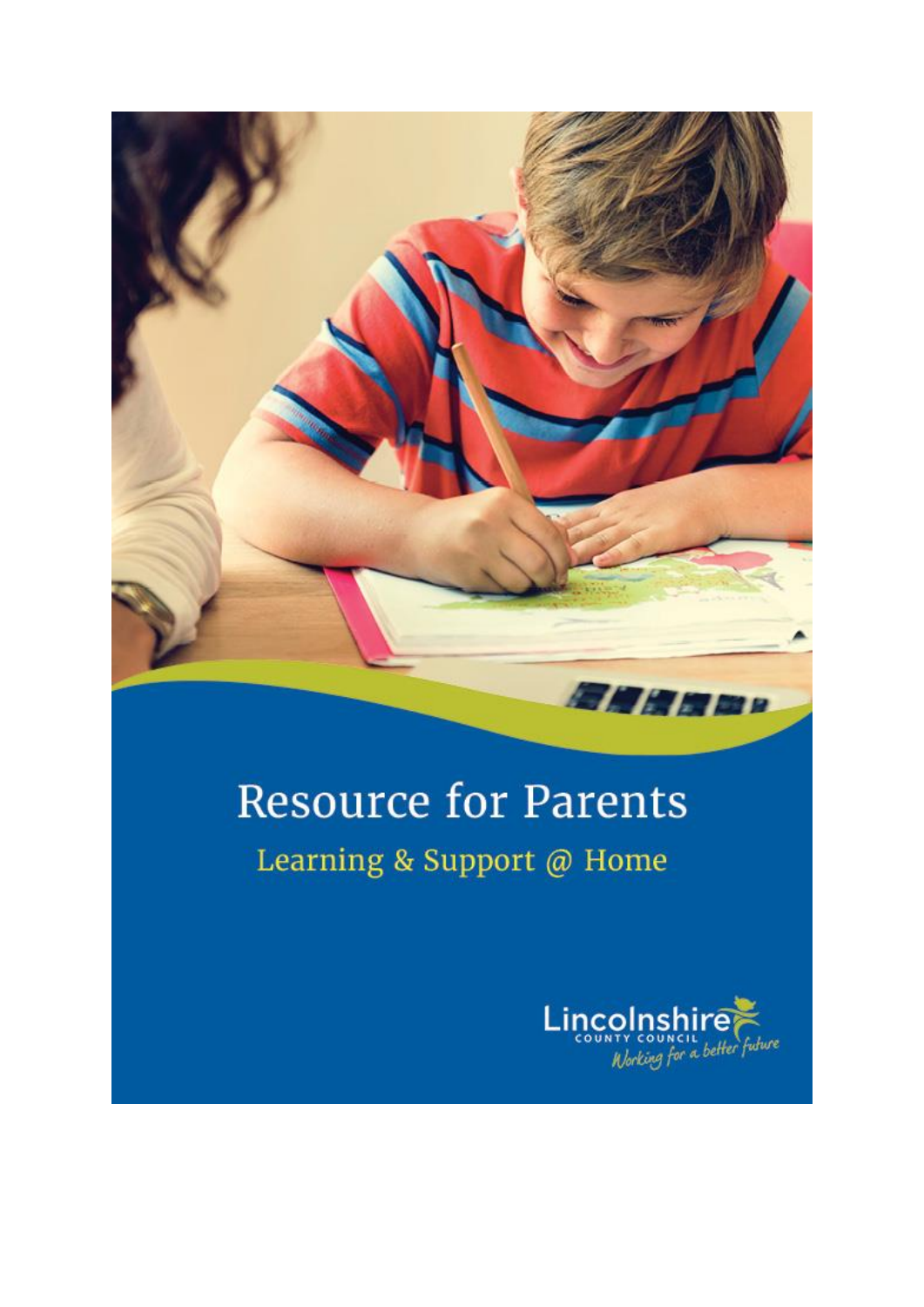# Resource for Parents

## Learning & Support @ Home

Lincolnshire County Council

*Working for a better future*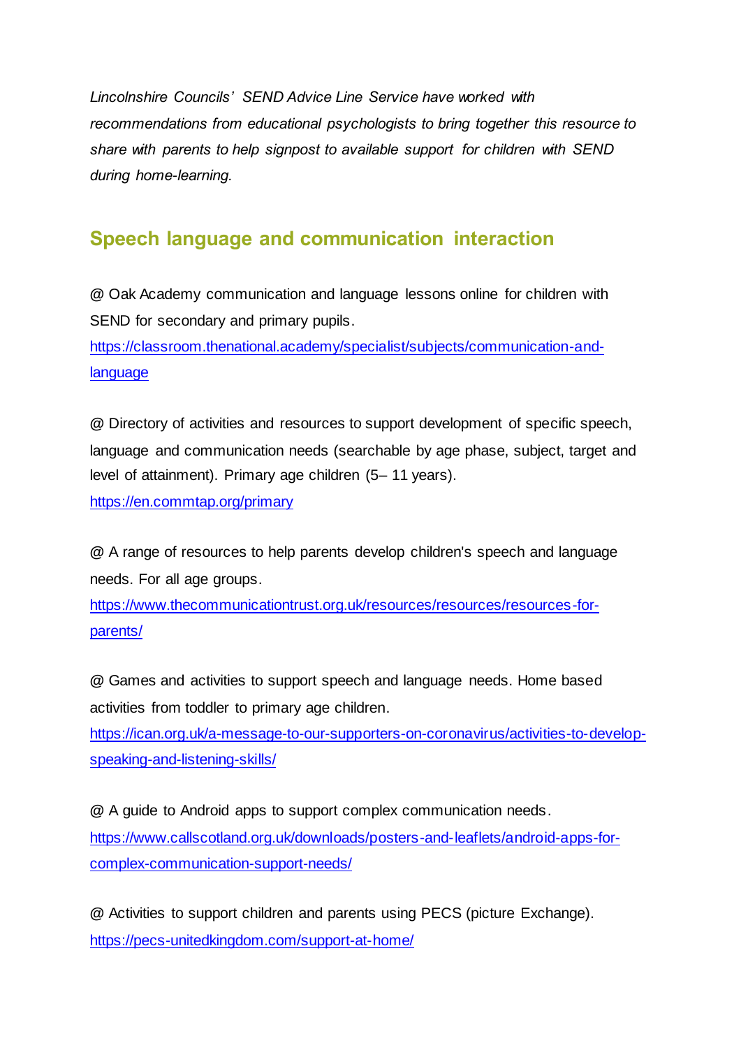*Lincolnshire Councils' SEND Advice Line Service have worked with recommendations from educational psychologists to bring together this resource to share with parents to help signpost to available support for children with SEND during home-learning.*

## Speech language and communication interaction

@ Oak Academy communication and language lessons online for children with SEND for secondary and primary pupils.
https://classroom.thenational.academy/specialist/subjects/communication-and-language

@ Directory of activities and resources to support development of specific speech, language and communication needs (searchable by age phase, subject, target and level of attainment). Primary age children (5– 11 years).
https://en.commtap.org/primary

@ A range of resources to help parents develop children's speech and language needs. For all age groups.
https://www.thecommunicationtrust.org.uk/resources/resources/resources-for-parents/

@ Games and activities to support speech and language needs. Home based activities from toddler to primary age children.
https://ican.org.uk/a-message-to-our-supporters-on-coronavirus/activities-to-develop-speaking-and-listening-skills/

@ A guide to Android apps to support complex communication needs.
https://www.callscotland.org.uk/downloads/posters-and-leaflets/android-apps-for-complex-communication-support-needs/

@ Activities to support children and parents using PECS (picture Exchange).
https://pecs-unitedkingdom.com/support-at-home/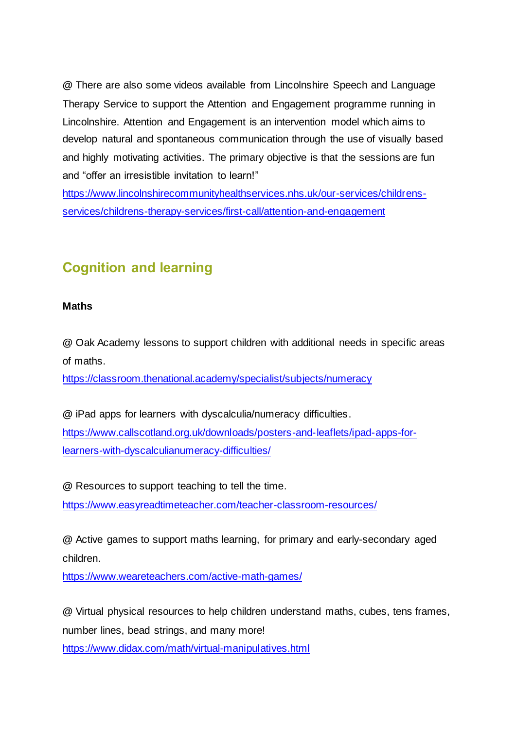@ There are also some videos available from Lincolnshire Speech and Language Therapy Service to support the Attention and Engagement programme running in Lincolnshire. Attention and Engagement is an intervention model which aims to develop natural and spontaneous communication through the use of visually based and highly motivating activities. The primary objective is that the sessions are fun and "offer an irresistible invitation to learn!"
https://www.lincolnshirecommunityhealthservices.nhs.uk/our-services/childrens-services/childrens-therapy-services/first-call/attention-and-engagement

## Cognition and learning

**Maths**

@ Oak Academy lessons to support children with additional needs in specific areas of maths.
https://classroom.thenational.academy/specialist/subjects/numeracy

@ iPad apps for learners with dyscalculia/numeracy difficulties.
https://www.callscotland.org.uk/downloads/posters-and-leaflets/ipad-apps-for-learners-with-dyscalculianumeracy-difficulties/

@ Resources to support teaching to tell the time.
https://www.easyreadtimeteacher.com/teacher-classroom-resources/

@ Active games to support maths learning, for primary and early-secondary aged children.
https://www.weareteachers.com/active-math-games/

@ Virtual physical resources to help children understand maths, cubes, tens frames, number lines, bead strings, and many more!
https://www.didax.com/math/virtual-manipulatives.html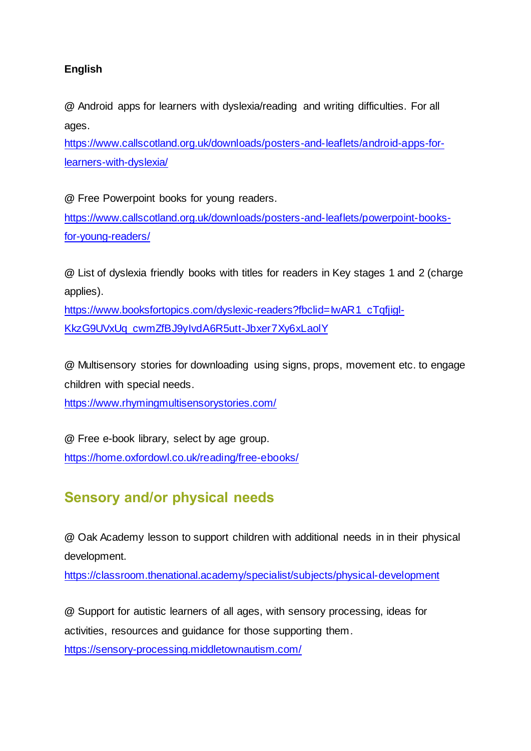**English**

@ Android apps for learners with dyslexia/reading and writing difficulties. For all ages.
https://www.callscotland.org.uk/downloads/posters-and-leaflets/android-apps-for-learners-with-dyslexia/

@ Free Powerpoint books for young readers.
https://www.callscotland.org.uk/downloads/posters-and-leaflets/powerpoint-books-for-young-readers/

@ List of dyslexia friendly books with titles for readers in Key stages 1 and 2 (charge applies).
https://www.booksfortopics.com/dyslexic-readers?fbclid=IwAR1_cTqfjigl-KkzG9UVxUq_cwmZfBJ9yIvdA6R5utt-Jbxer7Xy6xLaolY

@ Multisensory stories for downloading using signs, props, movement etc. to engage children with special needs.
https://www.rhymingmultisensorystories.com/

@ Free e-book library, select by age group.
https://home.oxfordowl.co.uk/reading/free-ebooks/

## Sensory and/or physical needs

@ Oak Academy lesson to support children with additional needs in in their physical development.
https://classroom.thenational.academy/specialist/subjects/physical-development

@ Support for autistic learners of all ages, with sensory processing, ideas for activities, resources and guidance for those supporting them.
https://sensory-processing.middletownautism.com/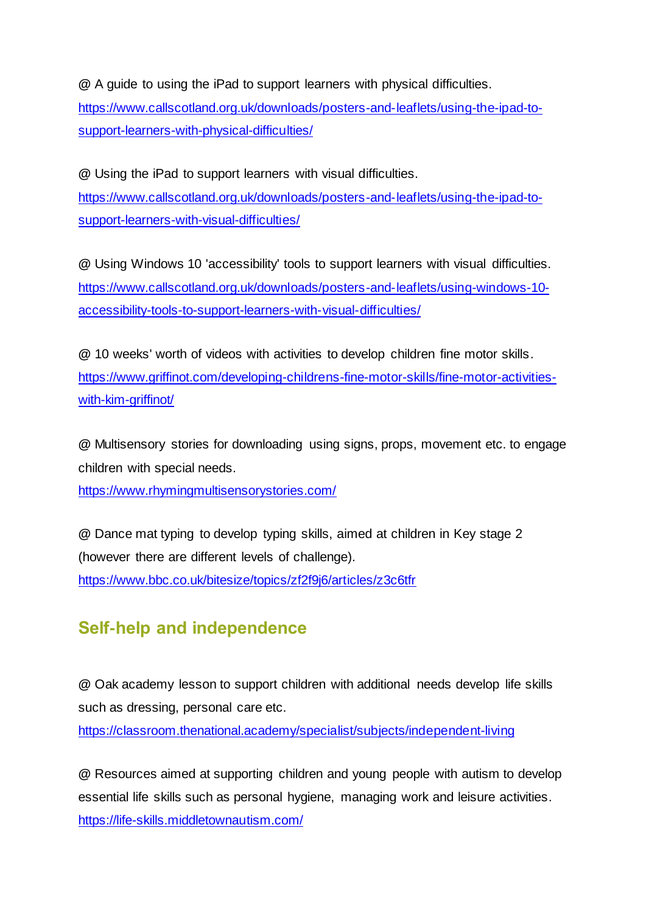@ A guide to using the iPad to support learners with physical difficulties.
https://www.callscotland.org.uk/downloads/posters-and-leaflets/using-the-ipad-to-support-learners-with-physical-difficulties/

@ Using the iPad to support learners with visual difficulties.
https://www.callscotland.org.uk/downloads/posters-and-leaflets/using-the-ipad-to-support-learners-with-visual-difficulties/

@ Using Windows 10 'accessibility' tools to support learners with visual difficulties.
https://www.callscotland.org.uk/downloads/posters-and-leaflets/using-windows-10-accessibility-tools-to-support-learners-with-visual-difficulties/

@ 10 weeks' worth of videos with activities to develop children fine motor skills.
https://www.griffinot.com/developing-childrens-fine-motor-skills/fine-motor-activities-with-kim-griffinot/

@ Multisensory stories for downloading using signs, props, movement etc. to engage children with special needs.
https://www.rhymingmultisensorystories.com/

@ Dance mat typing to develop typing skills, aimed at children in Key stage 2 (however there are different levels of challenge).
https://www.bbc.co.uk/bitesize/topics/zf2f9j6/articles/z3c6tfr

## Self-help and independence

@ Oak academy lesson to support children with additional needs develop life skills such as dressing, personal care etc.
https://classroom.thenational.academy/specialist/subjects/independent-living

@ Resources aimed at supporting children and young people with autism to develop essential life skills such as personal hygiene, managing work and leisure activities.
https://life-skills.middletownautism.com/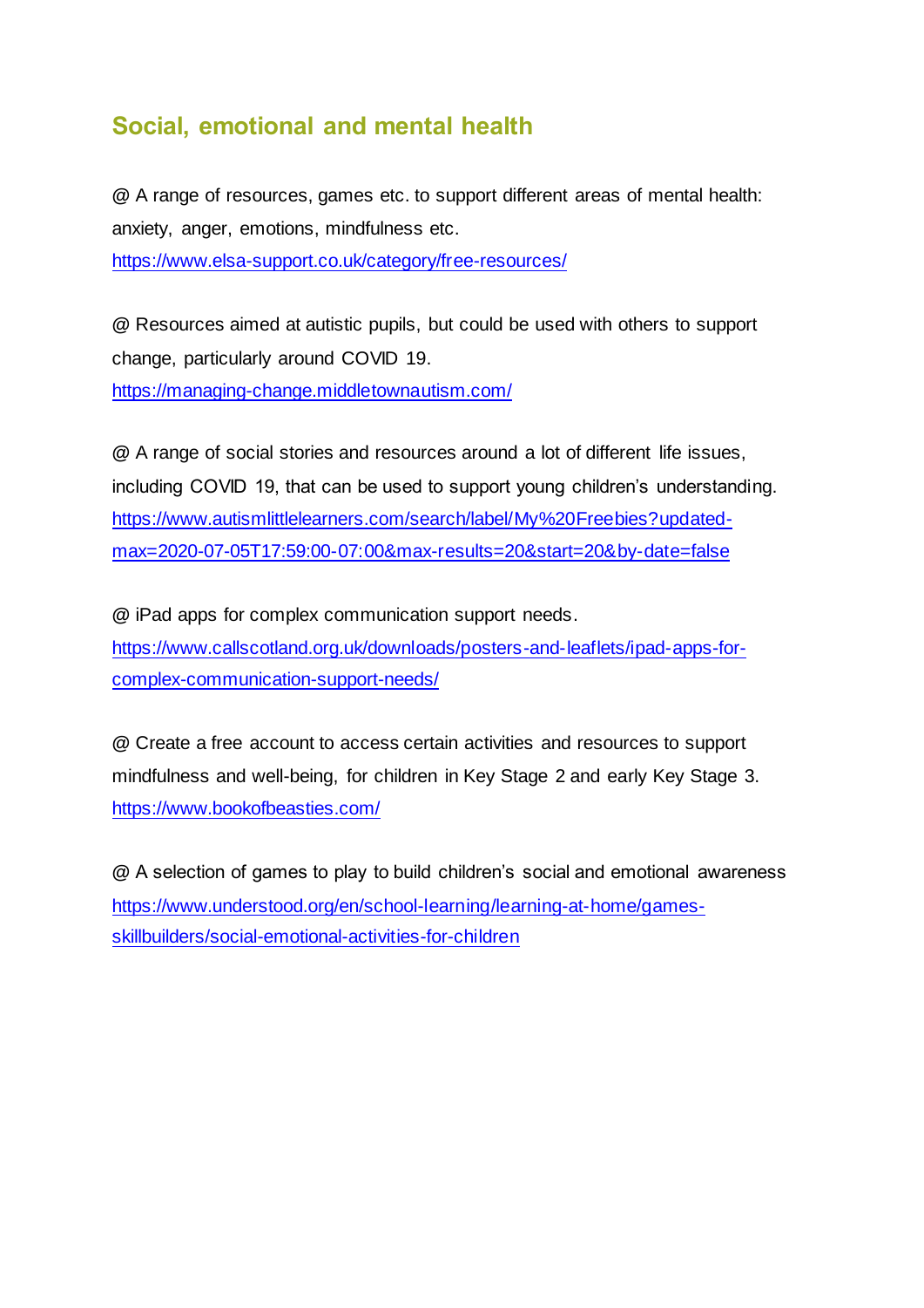## Social, emotional and mental health

@ A range of resources, games etc. to support different areas of mental health: anxiety, anger, emotions, mindfulness etc.
https://www.elsa-support.co.uk/category/free-resources/

@ Resources aimed at autistic pupils, but could be used with others to support change, particularly around COVID 19.
https://managing-change.middletownautism.com/

@ A range of social stories and resources around a lot of different life issues, including COVID 19, that can be used to support young children's understanding.
https://www.autismlittlelearners.com/search/label/My%20Freebies?updated-max=2020-07-05T17:59:00-07:00&max-results=20&start=20&by-date=false

@ iPad apps for complex communication support needs.
https://www.callscotland.org.uk/downloads/posters-and-leaflets/ipad-apps-for-complex-communication-support-needs/

@ Create a free account to access certain activities and resources to support mindfulness and well-being, for children in Key Stage 2 and early Key Stage 3.
https://www.bookofbeasties.com/

@ A selection of games to play to build children's social and emotional awareness
https://www.understood.org/en/school-learning/learning-at-home/games-skillbuilders/social-emotional-activities-for-children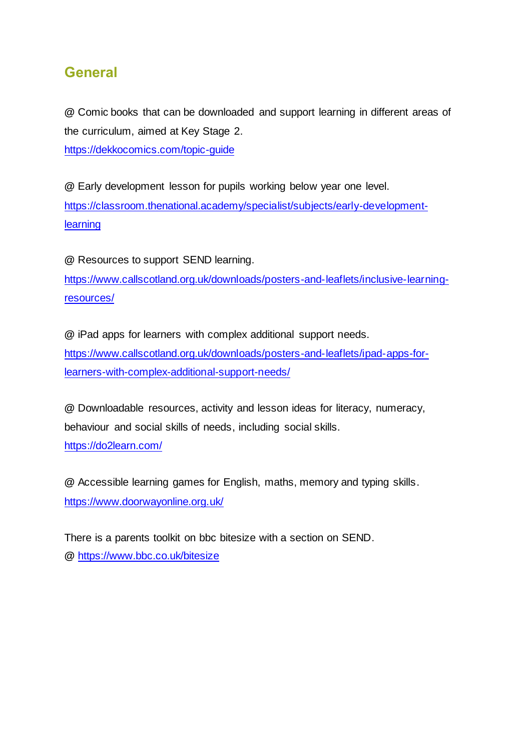## General

@ Comic books that can be downloaded and support learning in different areas of the curriculum, aimed at Key Stage 2.
https://dekkocomics.com/topic-guide

@ Early development lesson for pupils working below year one level.
https://classroom.thenational.academy/specialist/subjects/early-development-learning

@ Resources to support SEND learning.
https://www.callscotland.org.uk/downloads/posters-and-leaflets/inclusive-learning-resources/

@ iPad apps for learners with complex additional support needs.
https://www.callscotland.org.uk/downloads/posters-and-leaflets/ipad-apps-for-learners-with-complex-additional-support-needs/

@ Downloadable resources, activity and lesson ideas for literacy, numeracy, behaviour and social skills of needs, including social skills.
https://do2learn.com/

@ Accessible learning games for English, maths, memory and typing skills.
https://www.doorwayonline.org.uk/

There is a parents toolkit on bbc bitesize with a section on SEND.
@ https://www.bbc.co.uk/bitesize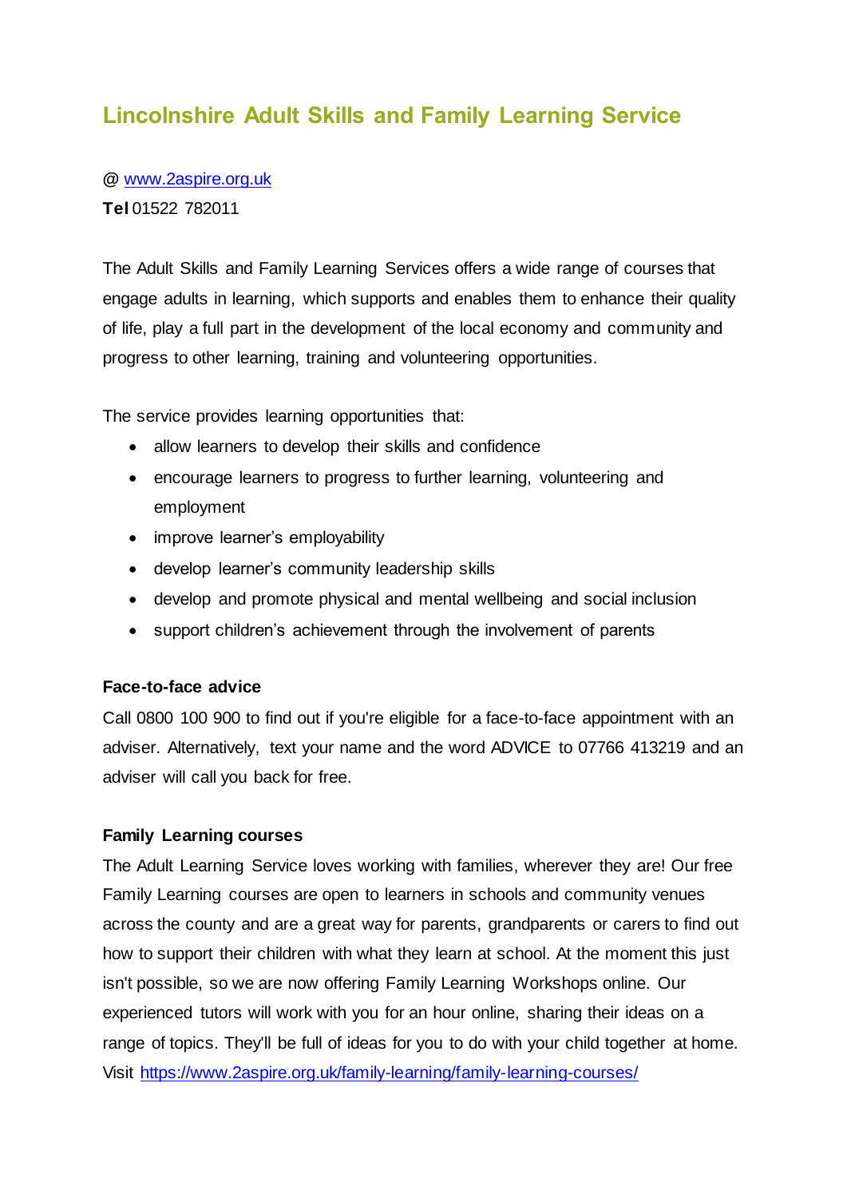## Lincolnshire Adult Skills and Family Learning Service

@ [www.2aspire.org.uk](http://www.2aspire.org.uk)
**Tel** 01522 782011

The Adult Skills and Family Learning Services offers a wide range of courses that engage adults in learning, which supports and enables them to enhance their quality of life, play a full part in the development of the local economy and community and progress to other learning, training and volunteering opportunities.

The service provides learning opportunities that:

- allow learners to develop their skills and confidence
- encourage learners to progress to further learning, volunteering and employment
- improve learner's employability
- develop learner's community leadership skills
- develop and promote physical and mental wellbeing and social inclusion
- support children's achievement through the involvement of parents

**Face-to-face advice**

Call 0800 100 900 to find out if you're eligible for a face-to-face appointment with an adviser. Alternatively, text your name and the word ADVICE to 07766 413219 and an adviser will call you back for free.

**Family Learning courses**

The Adult Learning Service loves working with families, wherever they are! Our free Family Learning courses are open to learners in schools and community venues across the county and are a great way for parents, grandparents or carers to find out how to support their children with what they learn at school. At the moment this just isn't possible, so we are now offering Family Learning Workshops online. Our experienced tutors will work with you for an hour online, sharing their ideas on a range of topics. They'll be full of ideas for you to do with your child together at home. Visit [https://www.2aspire.org.uk/family-learning/family-learning-courses/](https://www.2aspire.org.uk/family-learning/family-learning-courses/)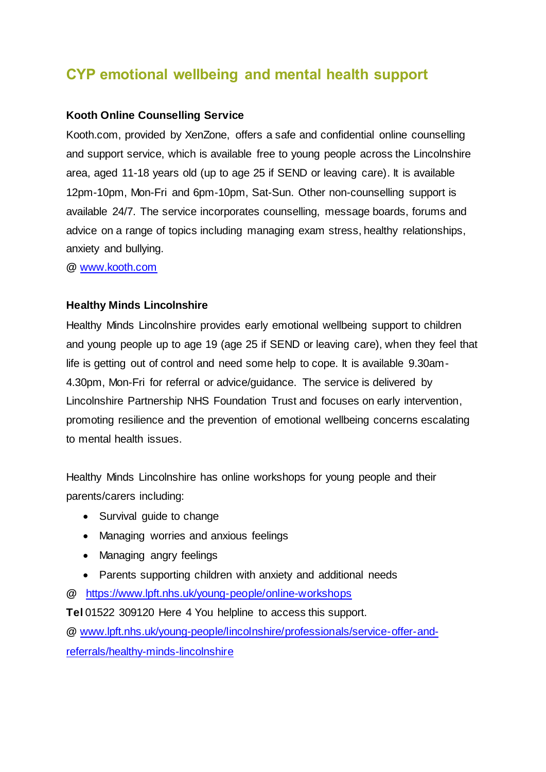## CYP emotional wellbeing and mental health support

### Kooth Online Counselling Service

Kooth.com, provided by XenZone, offers a safe and confidential online counselling and support service, which is available free to young people across the Lincolnshire area, aged 11-18 years old (up to age 25 if SEND or leaving care). It is available 12pm-10pm, Mon-Fri and 6pm-10pm, Sat-Sun. Other non-counselling support is available 24/7. The service incorporates counselling, message boards, forums and advice on a range of topics including managing exam stress, healthy relationships, anxiety and bullying.

@ [www.kooth.com](http://www.kooth.com)

### Healthy Minds Lincolnshire

Healthy Minds Lincolnshire provides early emotional wellbeing support to children and young people up to age 19 (age 25 if SEND or leaving care), when they feel that life is getting out of control and need some help to cope. It is available 9.30am-4.30pm, Mon-Fri for referral or advice/guidance. The service is delivered by Lincolnshire Partnership NHS Foundation Trust and focuses on early intervention, promoting resilience and the prevention of emotional wellbeing concerns escalating to mental health issues.

Healthy Minds Lincolnshire has online workshops for young people and their parents/carers including:

- Survival guide to change
- Managing worries and anxious feelings
- Managing angry feelings
- Parents supporting children with anxiety and additional needs

@ [https://www.lpft.nhs.uk/young-people/online-workshops](https://www.lpft.nhs.uk/young-people/online-workshops)

**Tel** 01522 309120 Here 4 You helpline to access this support.

@ [www.lpft.nhs.uk/young-people/lincolnshire/professionals/service-offer-and-referrals/healthy-minds-lincolnshire](http://www.lpft.nhs.uk/young-people/lincolnshire/professionals/service-offer-and-referrals/healthy-minds-lincolnshire)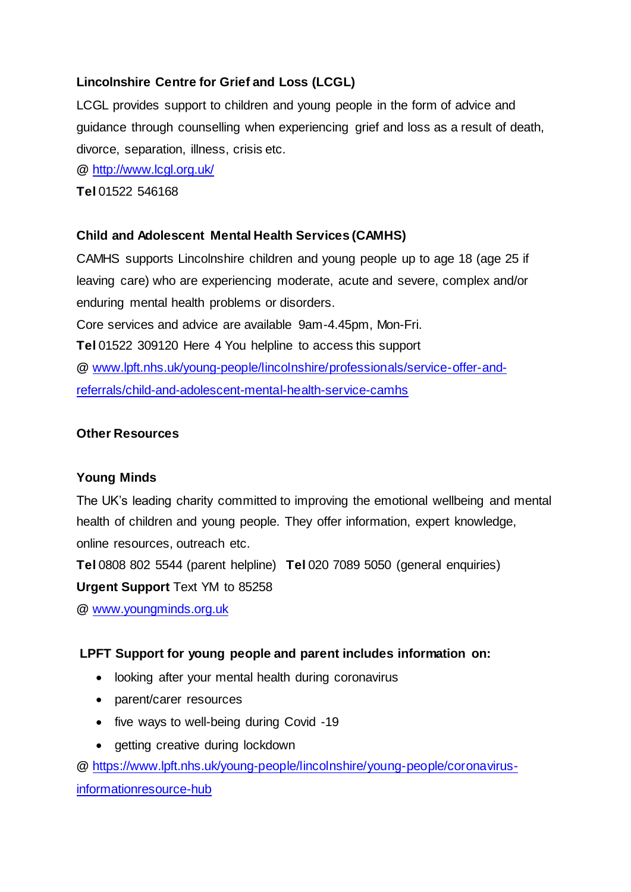**Lincolnshire Centre for Grief and Loss (LCGL)**

LCGL provides support to children and young people in the form of advice and guidance through counselling when experiencing grief and loss as a result of death, divorce, separation, illness, crisis etc.

@ http://www.lcgl.org.uk/

**Tel** 01522 546168

**Child and Adolescent Mental Health Services (CAMHS)**

CAMHS supports Lincolnshire children and young people up to age 18 (age 25 if leaving care) who are experiencing moderate, acute and severe, complex and/or enduring mental health problems or disorders.

Core services and advice are available 9am-4.45pm, Mon-Fri.

**Tel** 01522 309120 Here 4 You helpline to access this support

@ www.lpft.nhs.uk/young-people/lincolnshire/professionals/service-offer-and-referrals/child-and-adolescent-mental-health-service-camhs

**Other Resources**

**Young Minds**

The UK's leading charity committed to improving the emotional wellbeing and mental health of children and young people. They offer information, expert knowledge, online resources, outreach etc.

**Tel** 0808 802 5544 (parent helpline) **Tel** 020 7089 5050 (general enquiries)

**Urgent Support** Text YM to 85258

@ www.youngminds.org.uk

**LPFT Support for young people and parent includes information on:**

- looking after your mental health during coronavirus
- parent/carer resources
- five ways to well-being during Covid -19
- getting creative during lockdown

@ https://www.lpft.nhs.uk/young-people/lincolnshire/young-people/coronavirus-informationresource-hub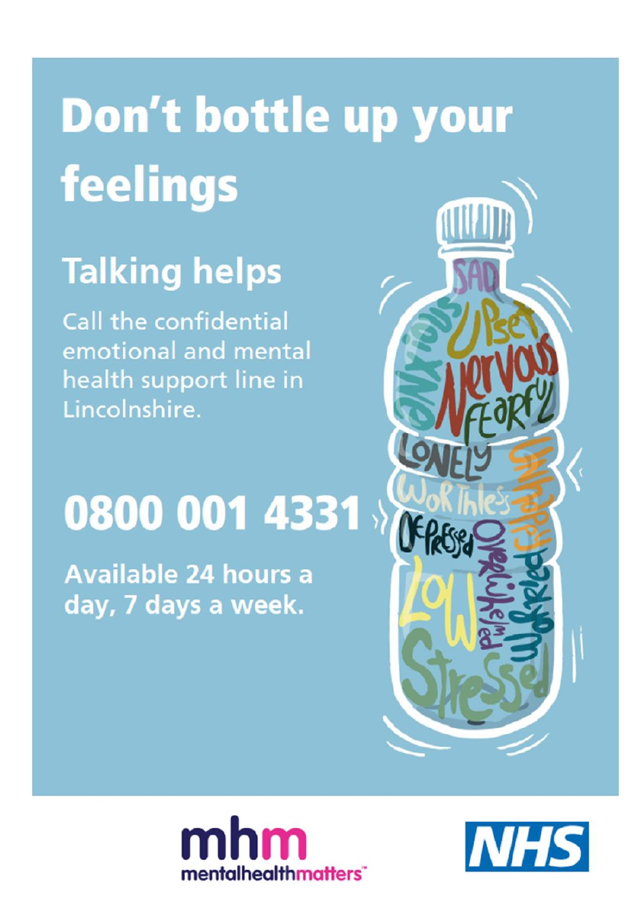# Don't bottle up your feelings

## Talking helps

Call the confidential emotional and mental health support line in Lincolnshire.

# 0800 001 4331

**Available 24 hours a day, 7 days a week.**

mhm mentalhealthmatters

NHS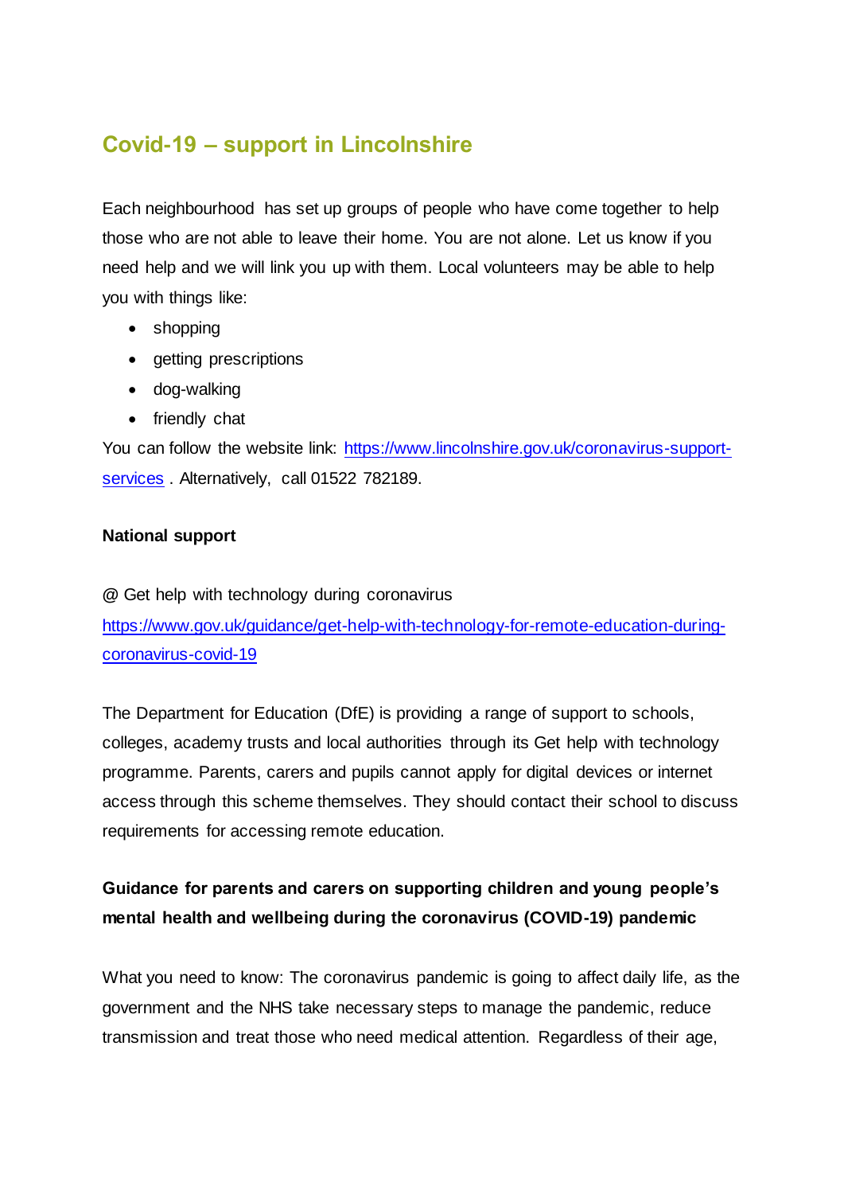## Covid-19 – support in Lincolnshire

Each neighbourhood has set up groups of people who have come together to help those who are not able to leave their home. You are not alone. Let us know if you need help and we will link you up with them. Local volunteers may be able to help you with things like:

- shopping
- getting prescriptions
- dog-walking
- friendly chat

You can follow the website link: [https://www.lincolnshire.gov.uk/coronavirus-support-services](https://www.lincolnshire.gov.uk/coronavirus-support-services) . Alternatively, call 01522 782189.

**National support**

@ Get help with technology during coronavirus
[https://www.gov.uk/guidance/get-help-with-technology-for-remote-education-during-coronavirus-covid-19](https://www.gov.uk/guidance/get-help-with-technology-for-remote-education-during-coronavirus-covid-19)

The Department for Education (DfE) is providing a range of support to schools, colleges, academy trusts and local authorities through its Get help with technology programme. Parents, carers and pupils cannot apply for digital devices or internet access through this scheme themselves. They should contact their school to discuss requirements for accessing remote education.

**Guidance for parents and carers on supporting children and young people's mental health and wellbeing during the coronavirus (COVID-19) pandemic**

What you need to know: The coronavirus pandemic is going to affect daily life, as the government and the NHS take necessary steps to manage the pandemic, reduce transmission and treat those who need medical attention. Regardless of their age,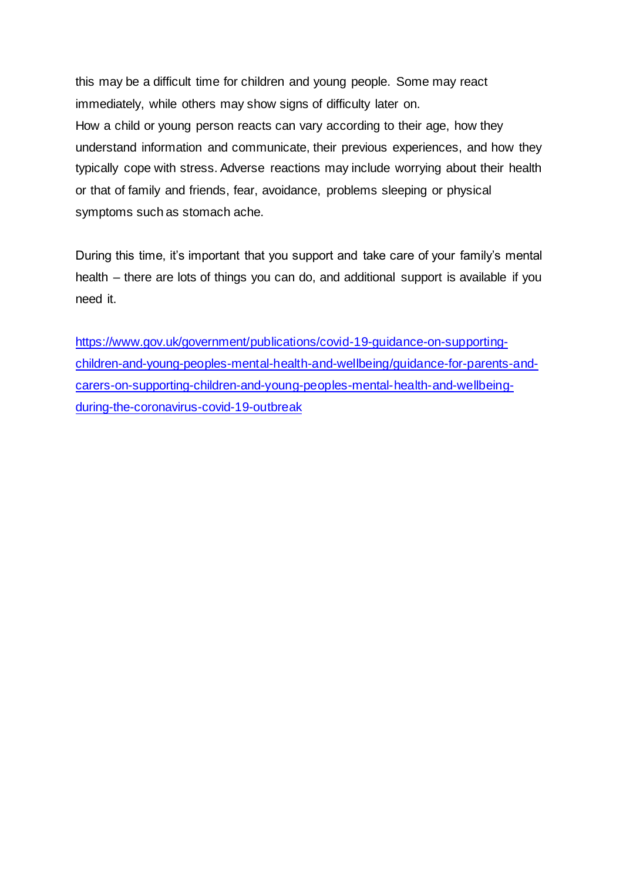this may be a difficult time for children and young people. Some may react immediately, while others may show signs of difficulty later on.
How a child or young person reacts can vary according to their age, how they understand information and communicate, their previous experiences, and how they typically cope with stress. Adverse reactions may include worrying about their health or that of family and friends, fear, avoidance, problems sleeping or physical symptoms such as stomach ache.

During this time, it's important that you support and take care of your family's mental health – there are lots of things you can do, and additional support is available if you need it.

https://www.gov.uk/government/publications/covid-19-guidance-on-supporting-children-and-young-peoples-mental-health-and-wellbeing/guidance-for-parents-and-carers-on-supporting-children-and-young-peoples-mental-health-and-wellbeing-during-the-coronavirus-covid-19-outbreak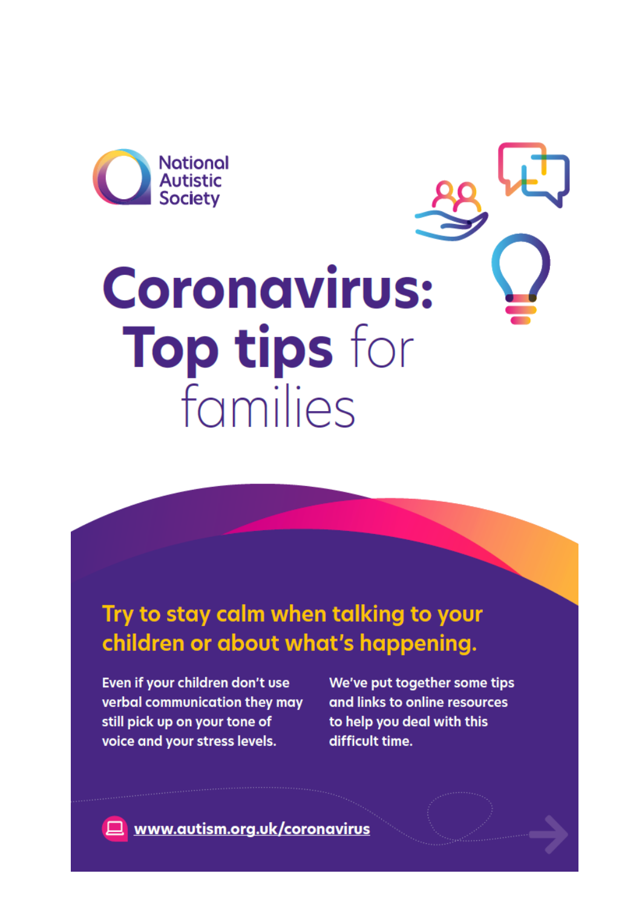National Autistic Society

# Coronavirus: Top tips for families

## Try to stay calm when talking to your children or about what's happening.

Even if your children don't use verbal communication they may still pick up on your tone of voice and your stress levels.

We've put together some tips and links to online resources to help you deal with this difficult time.

www.autism.org.uk/coronavirus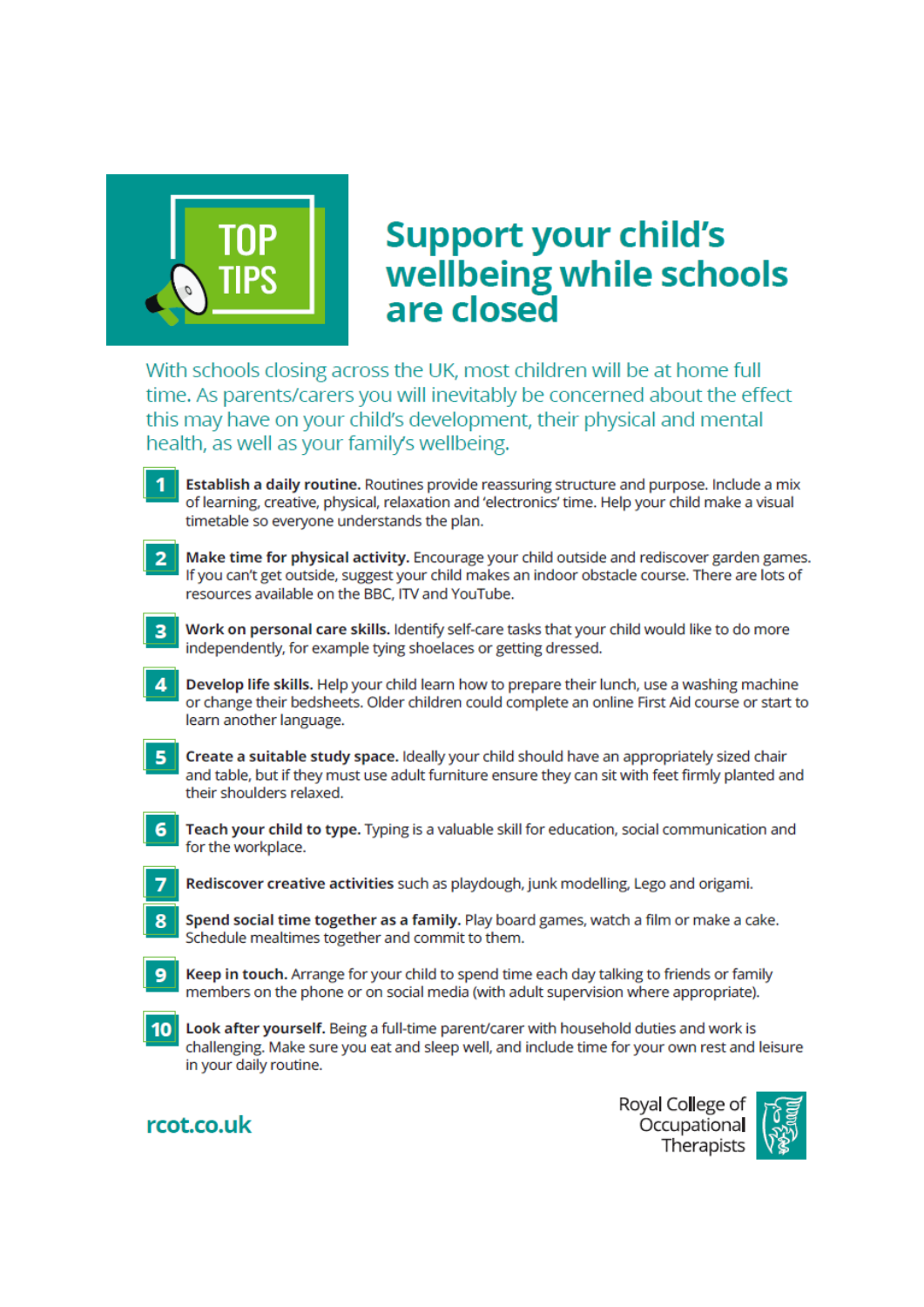TOP TIPS

# Support your child's wellbeing while schools are closed

With schools closing across the UK, most children will be at home full time. As parents/carers you will inevitably be concerned about the effect this may have on your child's development, their physical and mental health, as well as your family's wellbeing.

1. **Establish a daily routine.** Routines provide reassuring structure and purpose. Include a mix of learning, creative, physical, relaxation and 'electronics' time. Help your child make a visual timetable so everyone understands the plan.
2. **Make time for physical activity.** Encourage your child outside and rediscover garden games. If you can't get outside, suggest your child makes an indoor obstacle course. There are lots of resources available on the BBC, ITV and YouTube.
3. **Work on personal care skills.** Identify self-care tasks that your child would like to do more independently, for example tying shoelaces or getting dressed.
4. **Develop life skills.** Help your child learn how to prepare their lunch, use a washing machine or change their bedsheets. Older children could complete an online First Aid course or start to learn another language.
5. **Create a suitable study space.** Ideally your child should have an appropriately sized chair and table, but if they must use adult furniture ensure they can sit with feet firmly planted and their shoulders relaxed.
6. **Teach your child to type.** Typing is a valuable skill for education, social communication and for the workplace.
7. **Rediscover creative activities** such as playdough, junk modelling, Lego and origami.
8. **Spend social time together as a family.** Play board games, watch a film or make a cake. Schedule mealtimes together and commit to them.
9. **Keep in touch.** Arrange for your child to spend time each day talking to friends or family members on the phone or on social media (with adult supervision where appropriate).
10. **Look after yourself.** Being a full-time parent/carer with household duties and work is challenging. Make sure you eat and sleep well, and include time for your own rest and leisure in your daily routine.

rcot.co.uk

Royal College of Occupational Therapists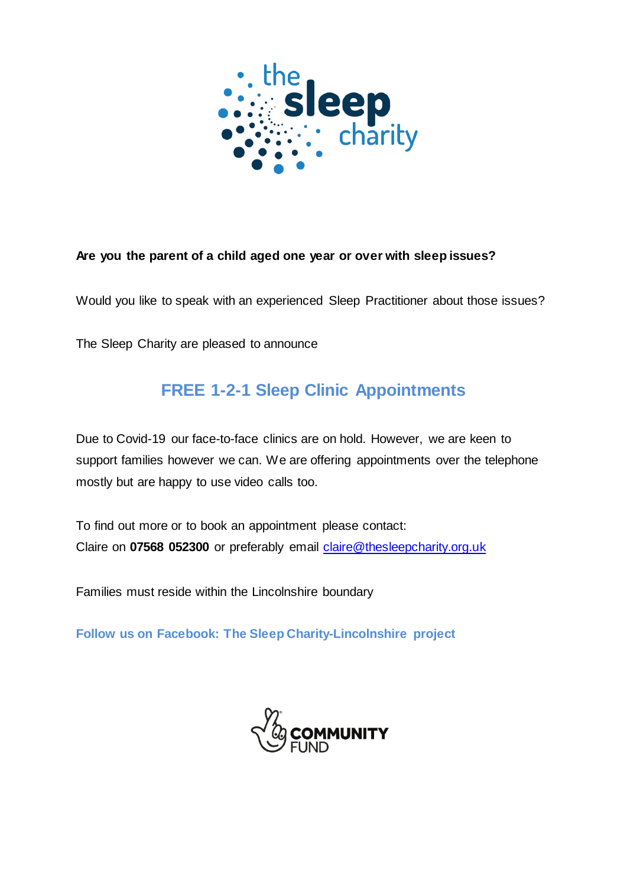**Are you the parent of a child aged one year or over with sleep issues?**

Would you like to speak with an experienced Sleep Practitioner about those issues?

The Sleep Charity are pleased to announce

## FREE 1-2-1 Sleep Clinic Appointments

Due to Covid-19 our face-to-face clinics are on hold. However, we are keen to support families however we can. We are offering appointments over the telephone mostly but are happy to use video calls too.

To find out more or to book an appointment please contact:
Claire on **07568 052300** or preferably email claire@thesleepcharity.org.uk

Families must reside within the Lincolnshire boundary

**Follow us on Facebook: The Sleep Charity-Lincolnshire project**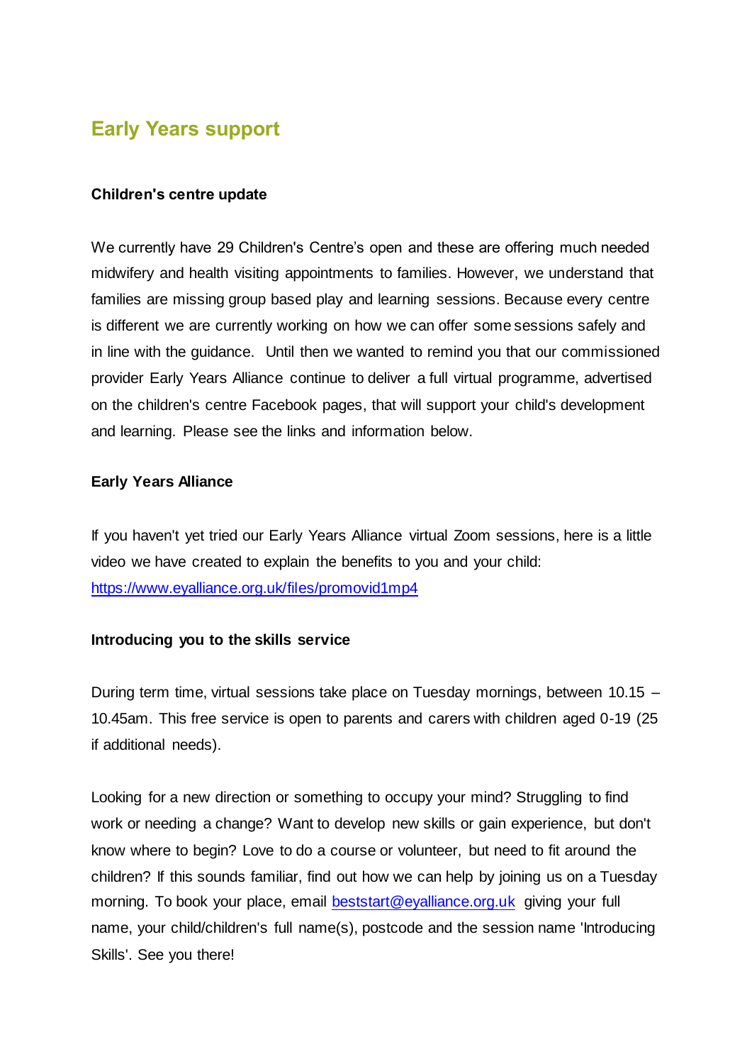## Early Years support

**Children's centre update**

We currently have 29 Children's Centre's open and these are offering much needed midwifery and health visiting appointments to families. However, we understand that families are missing group based play and learning sessions. Because every centre is different we are currently working on how we can offer some sessions safely and in line with the guidance. Until then we wanted to remind you that our commissioned provider Early Years Alliance continue to deliver a full virtual programme, advertised on the children's centre Facebook pages, that will support your child's development and learning. Please see the links and information below.

**Early Years Alliance**

If you haven't yet tried our Early Years Alliance virtual Zoom sessions, here is a little video we have created to explain the benefits to you and your child: https://www.eyalliance.org.uk/files/promovid1mp4

**Introducing you to the skills service**

During term time, virtual sessions take place on Tuesday mornings, between 10.15 – 10.45am. This free service is open to parents and carers with children aged 0-19 (25 if additional needs).

Looking for a new direction or something to occupy your mind? Struggling to find work or needing a change? Want to develop new skills or gain experience, but don't know where to begin? Love to do a course or volunteer, but need to fit around the children? If this sounds familiar, find out how we can help by joining us on a Tuesday morning. To book your place, email beststart@eyalliance.org.uk giving your full name, your child/children's full name(s), postcode and the session name 'Introducing Skills'. See you there!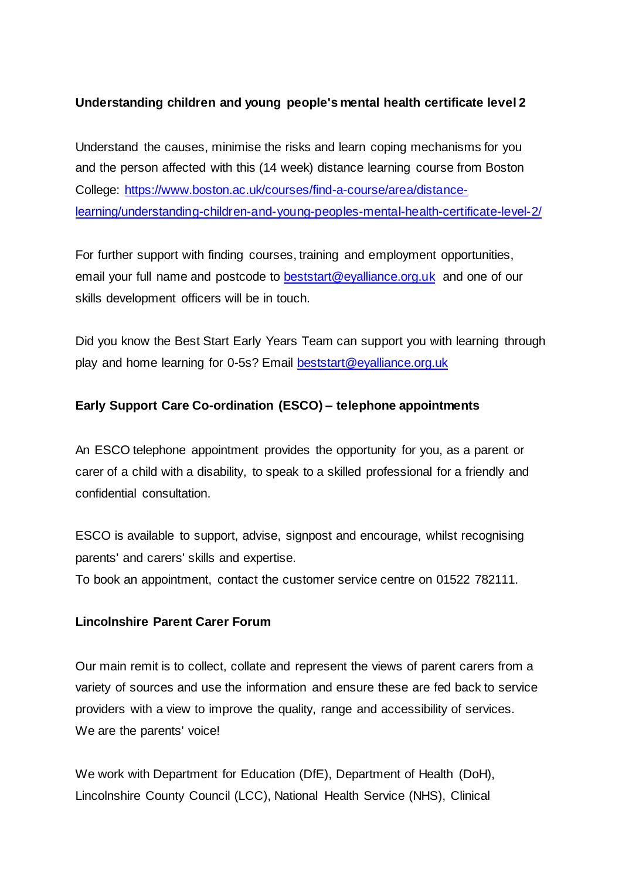**Understanding children and young people's mental health certificate level 2**

Understand the causes, minimise the risks and learn coping mechanisms for you and the person affected with this (14 week) distance learning course from Boston College: [https://www.boston.ac.uk/courses/find-a-course/area/distance-learning/understanding-children-and-young-peoples-mental-health-certificate-level-2/](https://www.boston.ac.uk/courses/find-a-course/area/distance-learning/understanding-children-and-young-peoples-mental-health-certificate-level-2/)

For further support with finding courses, training and employment opportunities, email your full name and postcode to [beststart@eyalliance.org.uk](mailto:beststart@eyalliance.org.uk) and one of our skills development officers will be in touch.

Did you know the Best Start Early Years Team can support you with learning through play and home learning for 0-5s? Email [beststart@eyalliance.org.uk](mailto:beststart@eyalliance.org.uk)

**Early Support Care Co-ordination (ESCO) – telephone appointments**

An ESCO telephone appointment provides the opportunity for you, as a parent or carer of a child with a disability, to speak to a skilled professional for a friendly and confidential consultation.

ESCO is available to support, advise, signpost and encourage, whilst recognising parents' and carers' skills and expertise.
To book an appointment, contact the customer service centre on 01522 782111.

**Lincolnshire Parent Carer Forum**

Our main remit is to collect, collate and represent the views of parent carers from a variety of sources and use the information and ensure these are fed back to service providers with a view to improve the quality, range and accessibility of services.
We are the parents' voice!

We work with Department for Education (DfE), Department of Health (DoH), Lincolnshire County Council (LCC), National Health Service (NHS), Clinical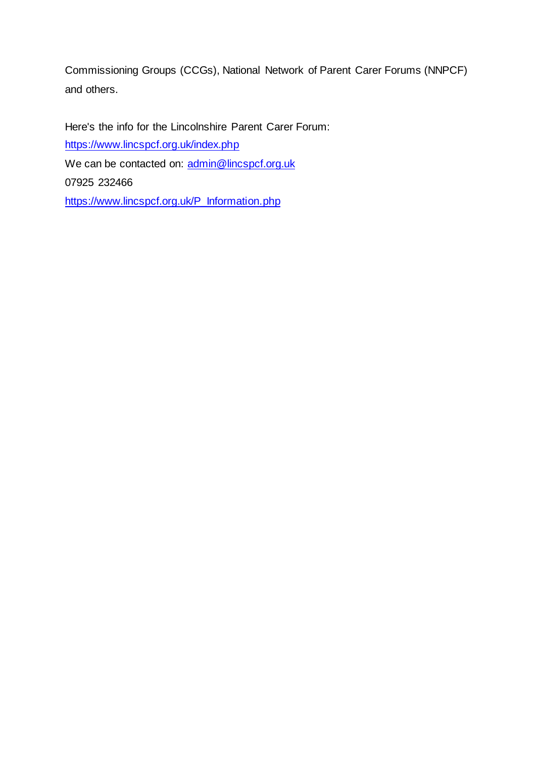Commissioning Groups (CCGs), National Network of Parent Carer Forums (NNPCF) and others.

Here's the info for the Lincolnshire Parent Carer Forum:
https://www.lincspcf.org.uk/index.php
We can be contacted on: admin@lincspcf.org.uk
07925 232466
https://www.lincspcf.org.uk/P_Information.php